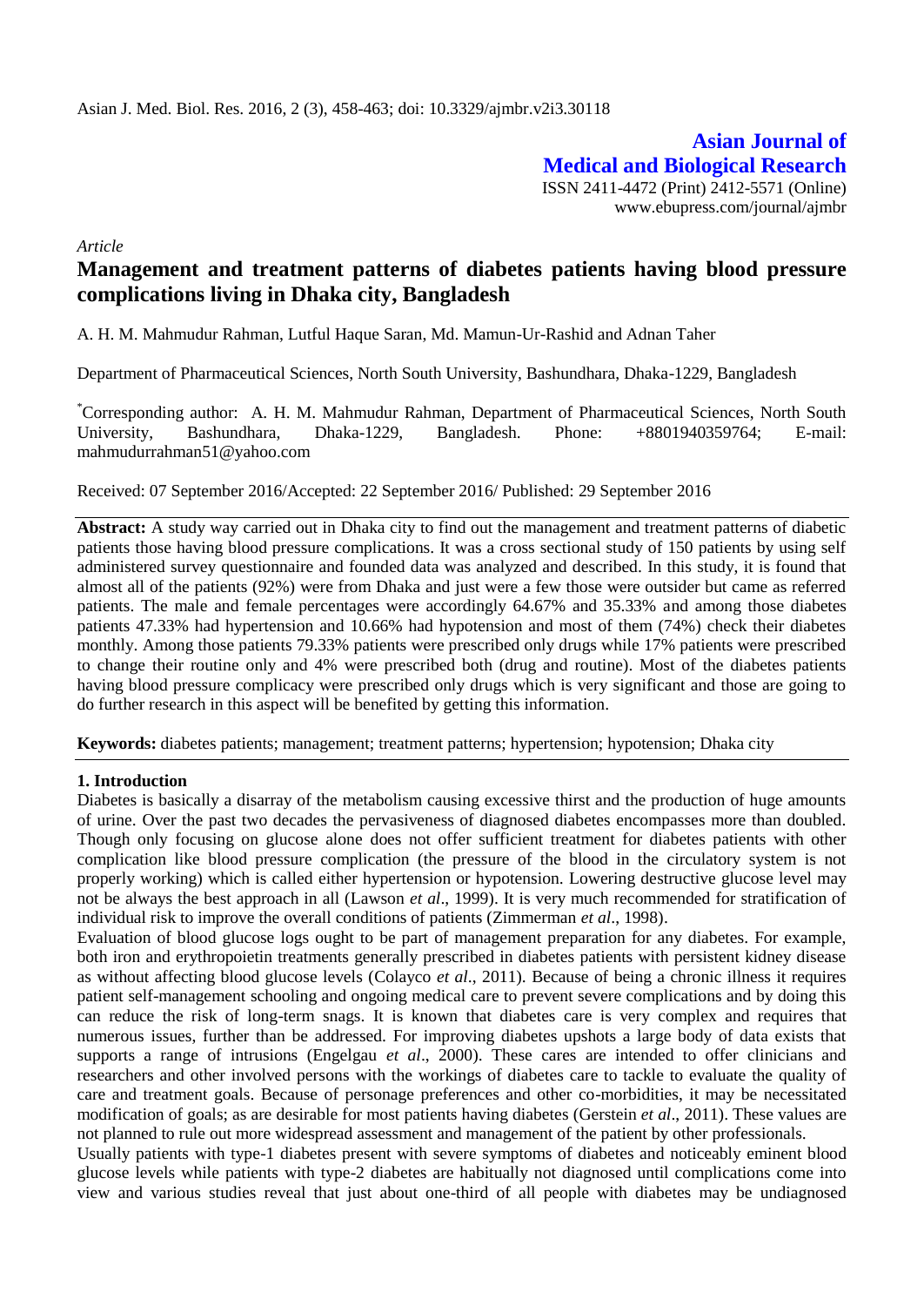**Asian Journal of Medical and Biological Research**

ISSN 2411-4472 (Print) 2412-5571 (Online)
www.ebupress.com/journal/ajmbr

*Article*

# Management and treatment patterns of diabetes patients having blood pressure complications living in Dhaka city, Bangladesh

A. H. M. Mahmudur Rahman, Lutful Haque Saran, Md. Mamun-Ur-Rashid and Adnan Taher

Department of Pharmaceutical Sciences, North South University, Bashundhara, Dhaka-1229, Bangladesh

*Corresponding author: A. H. M. Mahmudur Rahman, Department of Pharmaceutical Sciences, North South University, Bashundhara, Dhaka-1229, Bangladesh. Phone: +8801940359764; E-mail: mahmudurrahman51@yahoo.com

Received: 07 September 2016/Accepted: 22 September 2016/ Published: 29 September 2016

**Abstract:** A study way carried out in Dhaka city to find out the management and treatment patterns of diabetic patients those having blood pressure complications. It was a cross sectional study of 150 patients by using self administered survey questionnaire and founded data was analyzed and described. In this study, it is found that almost all of the patients (92%) were from Dhaka and just were a few those were outsider but came as referred patients. The male and female percentages were accordingly 64.67% and 35.33% and among those diabetes patients 47.33% had hypertension and 10.66% had hypotension and most of them (74%) check their diabetes monthly. Among those patients 79.33% patients were prescribed only drugs while 17% patients were prescribed to change their routine only and 4% were prescribed both (drug and routine). Most of the diabetes patients having blood pressure complicacy were prescribed only drugs which is very significant and those are going to do further research in this aspect will be benefited by getting this information.

**Keywords:** diabetes patients; management; treatment patterns; hypertension; hypotension; Dhaka city

## 1. Introduction

Diabetes is basically a disarray of the metabolism causing excessive thirst and the production of huge amounts of urine. Over the past two decades the pervasiveness of diagnosed diabetes encompasses more than doubled. Though only focusing on glucose alone does not offer sufficient treatment for diabetes patients with other complication like blood pressure complication (the pressure of the blood in the circulatory system is not properly working) which is called either hypertension or hypotension. Lowering destructive glucose level may not be always the best approach in all (Lawson *et al*., 1999). It is very much recommended for stratification of individual risk to improve the overall conditions of patients (Zimmerman *et al*., 1998).

Evaluation of blood glucose logs ought to be part of management preparation for any diabetes. For example, both iron and erythropoietin treatments generally prescribed in diabetes patients with persistent kidney disease as without affecting blood glucose levels (Colayco *et al*., 2011). Because of being a chronic illness it requires patient self-management schooling and ongoing medical care to prevent severe complications and by doing this can reduce the risk of long-term snags. It is known that diabetes care is very complex and requires that numerous issues, further than be addressed. For improving diabetes upshots a large body of data exists that supports a range of intrusions (Engelgau *et al*., 2000). These cares are intended to offer clinicians and researchers and other involved persons with the workings of diabetes care to tackle to evaluate the quality of care and treatment goals. Because of personage preferences and other co-morbidities, it may be necessitated modification of goals; as are desirable for most patients having diabetes (Gerstein *et al*., 2011). These values are not planned to rule out more widespread assessment and management of the patient by other professionals.

Usually patients with type-1 diabetes present with severe symptoms of diabetes and noticeably eminent blood glucose levels while patients with type-2 diabetes are habitually not diagnosed until complications come into view and various studies reveal that just about one-third of all people with diabetes may be undiagnosed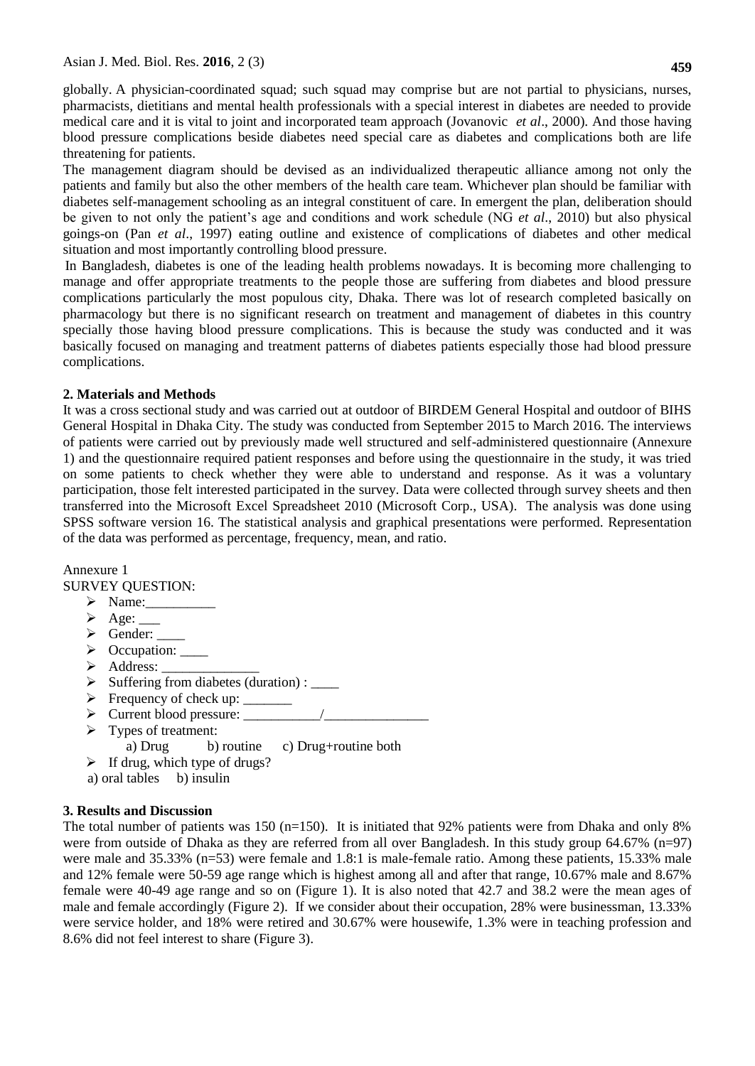globally. A physician-coordinated squad; such squad may comprise but are not partial to physicians, nurses, pharmacists, dietitians and mental health professionals with a special interest in diabetes are needed to provide medical care and it is vital to joint and incorporated team approach (Jovanovic *et al*., 2000). And those having blood pressure complications beside diabetes need special care as diabetes and complications both are life threatening for patients.

The management diagram should be devised as an individualized therapeutic alliance among not only the patients and family but also the other members of the health care team. Whichever plan should be familiar with diabetes self-management schooling as an integral constituent of care. In emergent the plan, deliberation should be given to not only the patient's age and conditions and work schedule (NG *et al*., 2010) but also physical goings-on (Pan *et al*., 1997) eating outline and existence of complications of diabetes and other medical situation and most importantly controlling blood pressure.

In Bangladesh, diabetes is one of the leading health problems nowadays. It is becoming more challenging to manage and offer appropriate treatments to the people those are suffering from diabetes and blood pressure complications particularly the most populous city, Dhaka. There was lot of research completed basically on pharmacology but there is no significant research on treatment and management of diabetes in this country specially those having blood pressure complications. This is because the study was conducted and it was basically focused on managing and treatment patterns of diabetes patients especially those had blood pressure complications.

## 2. Materials and Methods

It was a cross sectional study and was carried out at outdoor of BIRDEM General Hospital and outdoor of BIHS General Hospital in Dhaka City. The study was conducted from September 2015 to March 2016. The interviews of patients were carried out by previously made well structured and self-administered questionnaire (Annexure 1) and the questionnaire required patient responses and before using the questionnaire in the study, it was tried on some patients to check whether they were able to understand and response. As it was a voluntary participation, those felt interested participated in the survey. Data were collected through survey sheets and then transferred into the Microsoft Excel Spreadsheet 2010 (Microsoft Corp., USA). The analysis was done using SPSS software version 16. The statistical analysis and graphical presentations were performed. Representation of the data was performed as percentage, frequency, mean, and ratio.

Annexure 1

SURVEY QUESTION:

- Name:__________
- Age: ___
- Gender: ____
- Occupation: ____
- Address: ______________
- Suffering from diabetes (duration) : ____
- Frequency of check up: _______
- Current blood pressure: ___________/_______________
- Types of treatment:
  a) Drug b) routine c) Drug+routine both
- If drug, which type of drugs?

a) oral tables b) insulin

## 3. Results and Discussion

The total number of patients was 150 (n=150). It is initiated that 92% patients were from Dhaka and only 8% were from outside of Dhaka as they are referred from all over Bangladesh. In this study group 64.67% (n=97) were male and 35.33% (n=53) were female and 1.8:1 is male-female ratio. Among these patients, 15.33% male and 12% female were 50-59 age range which is highest among all and after that range, 10.67% male and 8.67% female were 40-49 age range and so on (Figure 1). It is also noted that 42.7 and 38.2 were the mean ages of male and female accordingly (Figure 2). If we consider about their occupation, 28% were businessman, 13.33% were service holder, and 18% were retired and 30.67% were housewife, 1.3% were in teaching profession and 8.6% did not feel interest to share (Figure 3).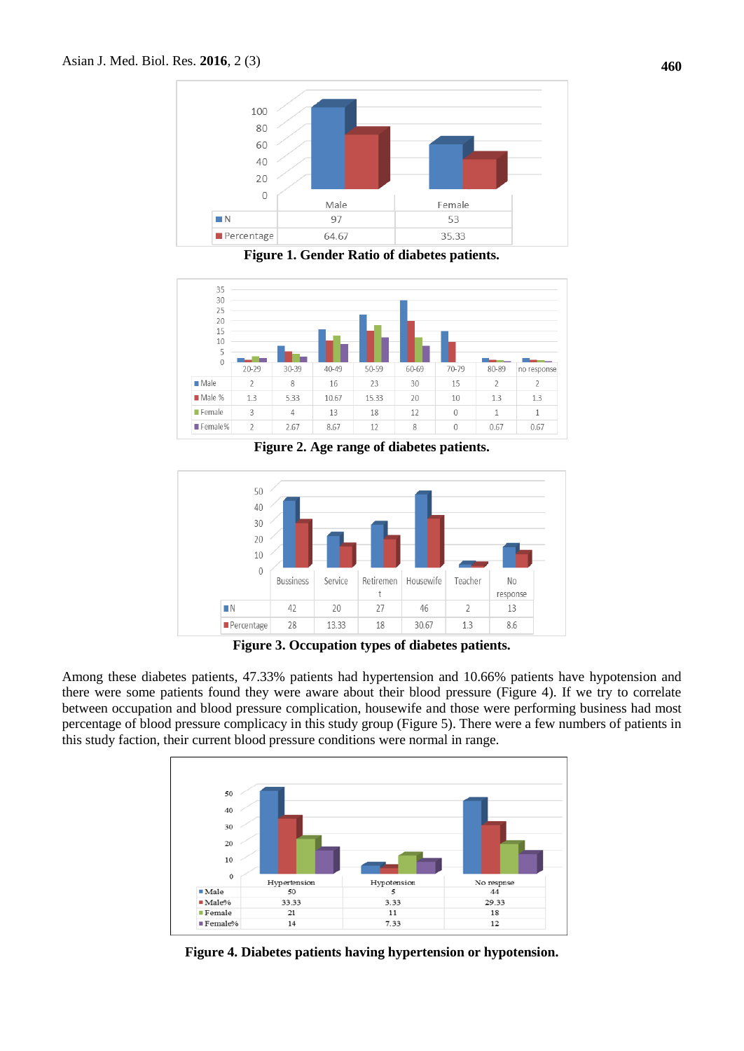| | Male | Female |
|---|---|---|
| N | 97 | 53 |
| Percentage | 64.67 | 35.33 |

**Figure 1. Gender Ratio of diabetes patients.**

| | 20-29 | 30-39 | 40-49 | 50-59 | 60-69 | 70-79 | 80-89 | no response |
|---|---|---|---|---|---|---|---|---|
| Male | 2 | 8 | 16 | 23 | 30 | 15 | 2 | 2 |
| Male % | 1.3 | 5.33 | 10.67 | 15.33 | 20 | 10 | 1.3 | 1.3 |
| Female | 3 | 4 | 13 | 18 | 12 | 0 | 1 | 1 |
| Female% | 2 | 2.67 | 8.67 | 12 | 8 | 0 | 0.67 | 0.67 |

**Figure 2. Age range of diabetes patients.**

| | Bussiness | Service | Retirement | Housewife | Teacher | No response |
|---|---|---|---|---|---|---|
| N | 42 | 20 | 27 | 46 | 2 | 13 |
| Percentage | 28 | 13.33 | 18 | 30.67 | 1.3 | 8.6 |

**Figure 3. Occupation types of diabetes patients.**

Among these diabetes patients, 47.33% patients had hypertension and 10.66% patients have hypotension and there were some patients found they were aware about their blood pressure (Figure 4). If we try to correlate between occupation and blood pressure complication, housewife and those were performing business had most percentage of blood pressure complicacy in this study group (Figure 5). There were a few numbers of patients in this study faction, their current blood pressure conditions were normal in range.

| | Hypertension | Hypotension | No resprnse |
|---|---|---|---|
| Male | 50 | 5 | 44 |
| Male% | 33.33 | 3.33 | 29.33 |
| Female | 21 | 11 | 18 |
| Female% | 14 | 7.33 | 12 |

**Figure 4. Diabetes patients having hypertension or hypotension.**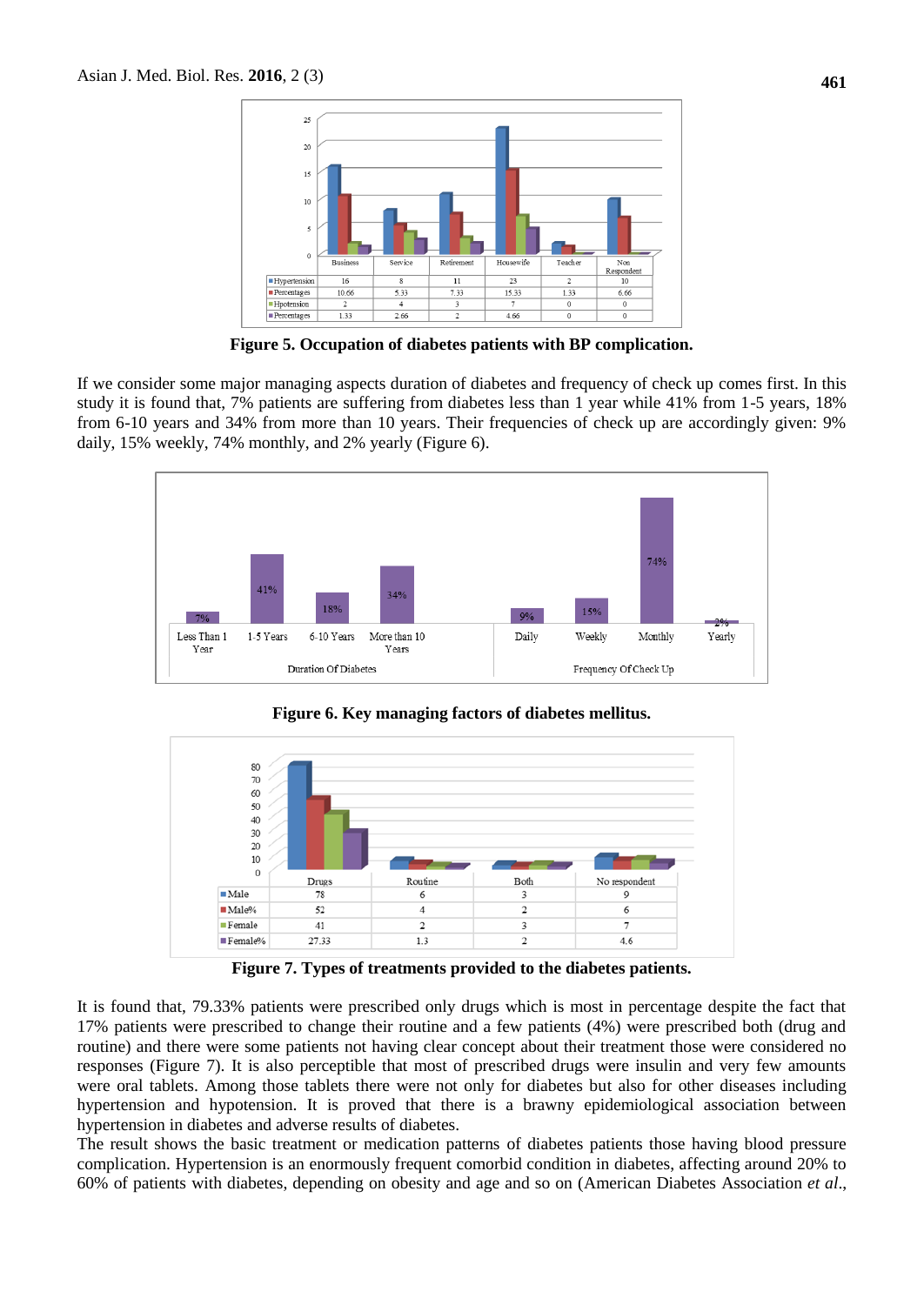| | Business | Service | Retirement | Housewife | Teacher | Non Respondent |
|---|---|---|---|---|---|---|
| Hypertension | 16 | 8 | 11 | 23 | 2 | 10 |
| Percentages | 10.66 | 5.33 | 7.33 | 15.33 | 1.33 | 6.66 |
| Hpotension | 2 | 4 | 3 | 7 | 0 | 0 |
| Percentages | 1.33 | 2.66 | 2 | 4.66 | 0 | 0 |

**Figure 5. Occupation of diabetes patients with BP complication.**

If we consider some major managing aspects duration of diabetes and frequency of check up comes first. In this study it is found that, 7% patients are suffering from diabetes less than 1 year while 41% from 1-5 years, 18% from 6-10 years and 34% from more than 10 years. Their frequencies of check up are accordingly given: 9% daily, 15% weekly, 74% monthly, and 2% yearly (Figure 6).

**Figure 6. Key managing factors of diabetes mellitus.**

| | Drugs | Routine | Both | No respondent |
|---|---|---|---|---|
| Male | 78 | 6 | 3 | 9 |
| Male% | 52 | 4 | 2 | 6 |
| Female | 41 | 2 | 3 | 7 |
| Female% | 27.33 | 1.3 | 2 | 4.6 |

**Figure 7. Types of treatments provided to the diabetes patients.**

It is found that, 79.33% patients were prescribed only drugs which is most in percentage despite the fact that 17% patients were prescribed to change their routine and a few patients (4%) were prescribed both (drug and routine) and there were some patients not having clear concept about their treatment those were considered no responses (Figure 7). It is also perceptible that most of prescribed drugs were insulin and very few amounts were oral tablets. Among those tablets there were not only for diabetes but also for other diseases including hypertension and hypotension. It is proved that there is a brawny epidemiological association between hypertension in diabetes and adverse results of diabetes.

The result shows the basic treatment or medication patterns of diabetes patients those having blood pressure complication. Hypertension is an enormously frequent comorbid condition in diabetes, affecting around 20% to 60% of patients with diabetes, depending on obesity and age and so on (American Diabetes Association *et al*.,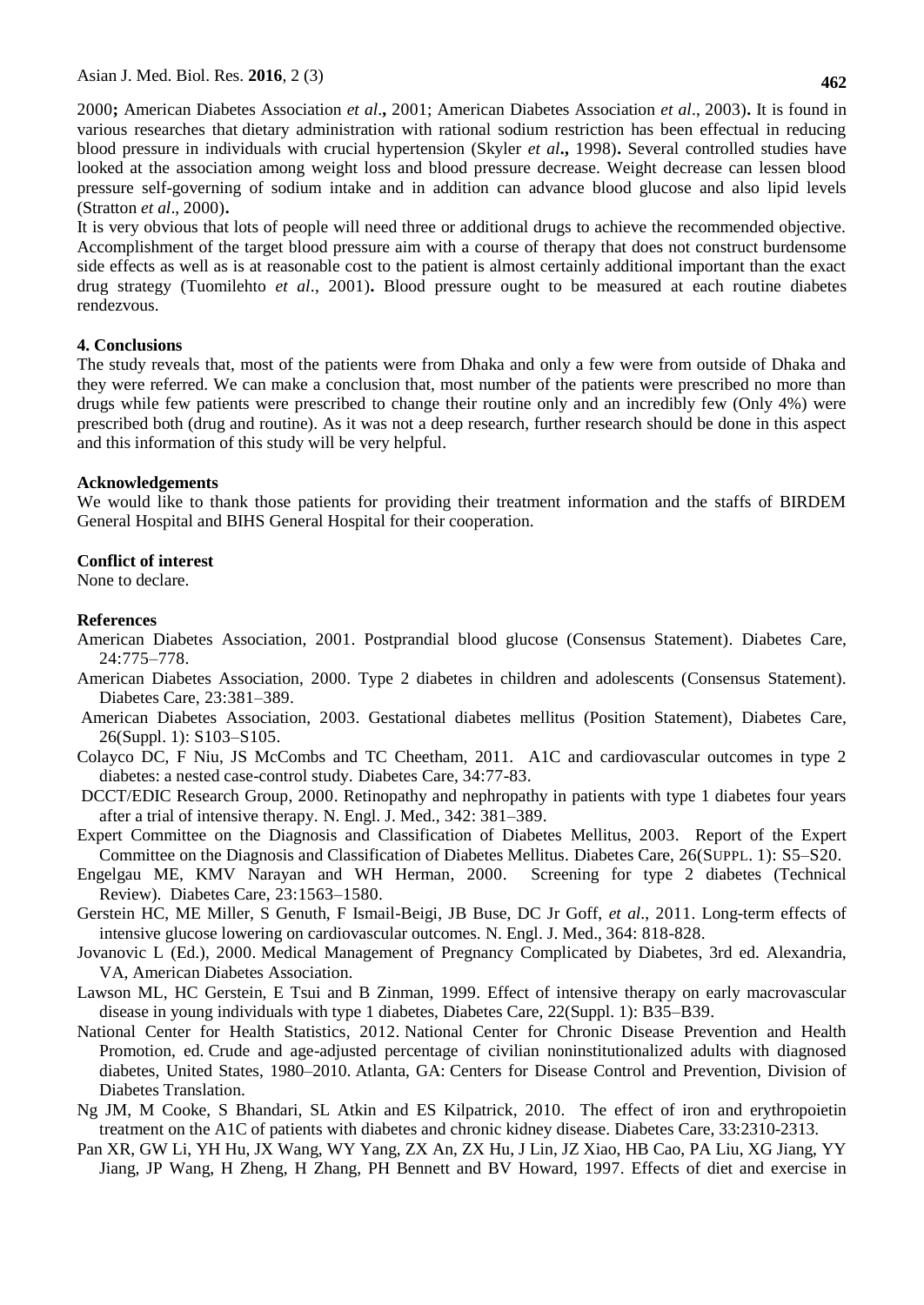2000**;** American Diabetes Association *et al*.**,** 2001; American Diabetes Association *et al*., 2003)**.** It is found in various researches that dietary administration with rational sodium restriction has been effectual in reducing blood pressure in individuals with crucial hypertension (Skyler *et al***.,** 1998)**.** Several controlled studies have looked at the association among weight loss and blood pressure decrease. Weight decrease can lessen blood pressure self-governing of sodium intake and in addition can advance blood glucose and also lipid levels (Stratton *et al*., 2000)**.**

It is very obvious that lots of people will need three or additional drugs to achieve the recommended objective. Accomplishment of the target blood pressure aim with a course of therapy that does not construct burdensome side effects as well as is at reasonable cost to the patient is almost certainly additional important than the exact drug strategy (Tuomilehto *et al*., 2001)**.** Blood pressure ought to be measured at each routine diabetes rendezvous.

## 4. Conclusions

The study reveals that, most of the patients were from Dhaka and only a few were from outside of Dhaka and they were referred. We can make a conclusion that, most number of the patients were prescribed no more than drugs while few patients were prescribed to change their routine only and an incredibly few (Only 4%) were prescribed both (drug and routine). As it was not a deep research, further research should be done in this aspect and this information of this study will be very helpful.

## Acknowledgements

We would like to thank those patients for providing their treatment information and the staffs of BIRDEM General Hospital and BIHS General Hospital for their cooperation.

## Conflict of interest

None to declare.

## References

American Diabetes Association, 2001. Postprandial blood glucose (Consensus Statement). Diabetes Care, 24:775–778.

American Diabetes Association, 2000. Type 2 diabetes in children and adolescents (Consensus Statement). Diabetes Care, 23:381–389.

American Diabetes Association, 2003. Gestational diabetes mellitus (Position Statement), Diabetes Care, 26(Suppl. 1): S103–S105.

Colayco DC, F Niu, JS McCombs and TC Cheetham, 2011. A1C and cardiovascular outcomes in type 2 diabetes: a nested case-control study. Diabetes Care, 34:77-83.

DCCT/EDIC Research Group, 2000. Retinopathy and nephropathy in patients with type 1 diabetes four years after a trial of intensive therapy. N. Engl. J. Med., 342: 381–389.

Expert Committee on the Diagnosis and Classification of Diabetes Mellitus, 2003. Report of the Expert Committee on the Diagnosis and Classification of Diabetes Mellitus. Diabetes Care, 26(SUPPL. 1): S5–S20.

Engelgau ME, KMV Narayan and WH Herman, 2000. Screening for type 2 diabetes (Technical Review). Diabetes Care, 23:1563–1580.

Gerstein HC, ME Miller, S Genuth, F Ismail-Beigi, JB Buse, DC Jr Goff, *et al*., 2011. Long-term effects of intensive glucose lowering on cardiovascular outcomes. N. Engl. J. Med., 364: 818-828.

Jovanovic L (Ed.), 2000. Medical Management of Pregnancy Complicated by Diabetes, 3rd ed. Alexandria, VA, American Diabetes Association.

Lawson ML, HC Gerstein, E Tsui and B Zinman, 1999. Effect of intensive therapy on early macrovascular disease in young individuals with type 1 diabetes, Diabetes Care, 22(Suppl. 1): B35–B39.

National Center for Health Statistics, 2012. National Center for Chronic Disease Prevention and Health Promotion, ed. Crude and age-adjusted percentage of civilian noninstitutionalized adults with diagnosed diabetes, United States, 1980–2010. Atlanta, GA: Centers for Disease Control and Prevention, Division of Diabetes Translation.

Ng JM, M Cooke, S Bhandari, SL Atkin and ES Kilpatrick, 2010. The effect of iron and erythropoietin treatment on the A1C of patients with diabetes and chronic kidney disease. Diabetes Care, 33:2310-2313.

Pan XR, GW Li, YH Hu, JX Wang, WY Yang, ZX An, ZX Hu, J Lin, JZ Xiao, HB Cao, PA Liu, XG Jiang, YY Jiang, JP Wang, H Zheng, H Zhang, PH Bennett and BV Howard, 1997. Effects of diet and exercise in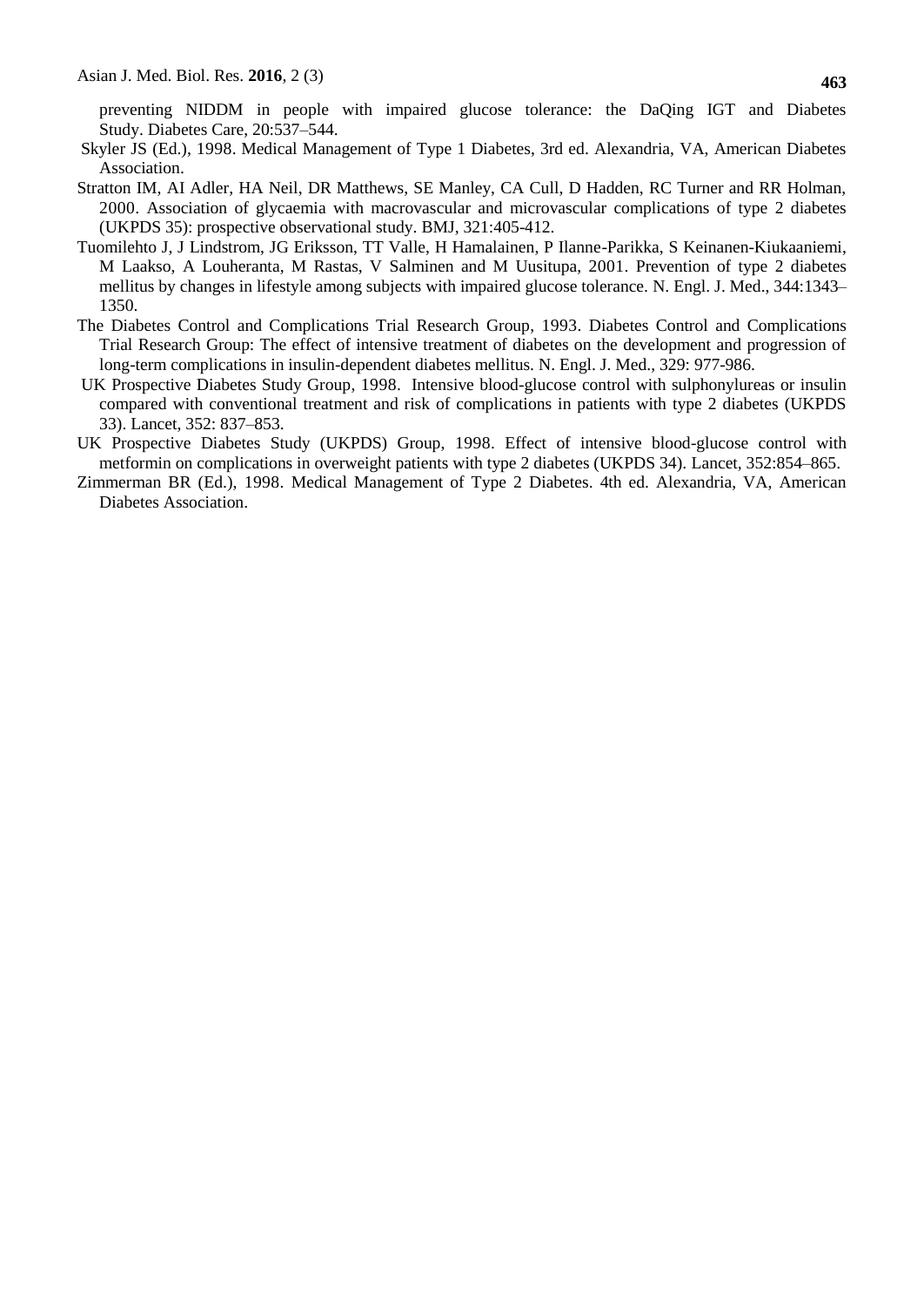preventing NIDDM in people with impaired glucose tolerance: the DaQing IGT and Diabetes Study. Diabetes Care, 20:537–544.

Skyler JS (Ed.), 1998. Medical Management of Type 1 Diabetes, 3rd ed. Alexandria, VA, American Diabetes Association.

Stratton IM, AI Adler, HA Neil, DR Matthews, SE Manley, CA Cull, D Hadden, RC Turner and RR Holman, 2000. Association of glycaemia with macrovascular and microvascular complications of type 2 diabetes (UKPDS 35): prospective observational study. BMJ, 321:405-412.

Tuomilehto J, J Lindstrom, JG Eriksson, TT Valle, H Hamalainen, P Ilanne-Parikka, S Keinanen-Kiukaaniemi, M Laakso, A Louheranta, M Rastas, V Salminen and M Uusitupa, 2001. Prevention of type 2 diabetes mellitus by changes in lifestyle among subjects with impaired glucose tolerance. N. Engl. J. Med., 344:1343–1350.

The Diabetes Control and Complications Trial Research Group, 1993. Diabetes Control and Complications Trial Research Group: The effect of intensive treatment of diabetes on the development and progression of long-term complications in insulin-dependent diabetes mellitus. N. Engl. J. Med., 329: 977-986.

UK Prospective Diabetes Study Group, 1998. Intensive blood-glucose control with sulphonylureas or insulin compared with conventional treatment and risk of complications in patients with type 2 diabetes (UKPDS 33). Lancet, 352: 837–853.

UK Prospective Diabetes Study (UKPDS) Group, 1998. Effect of intensive blood-glucose control with metformin on complications in overweight patients with type 2 diabetes (UKPDS 34). Lancet, 352:854–865.

Zimmerman BR (Ed.), 1998. Medical Management of Type 2 Diabetes. 4th ed. Alexandria, VA, American Diabetes Association.